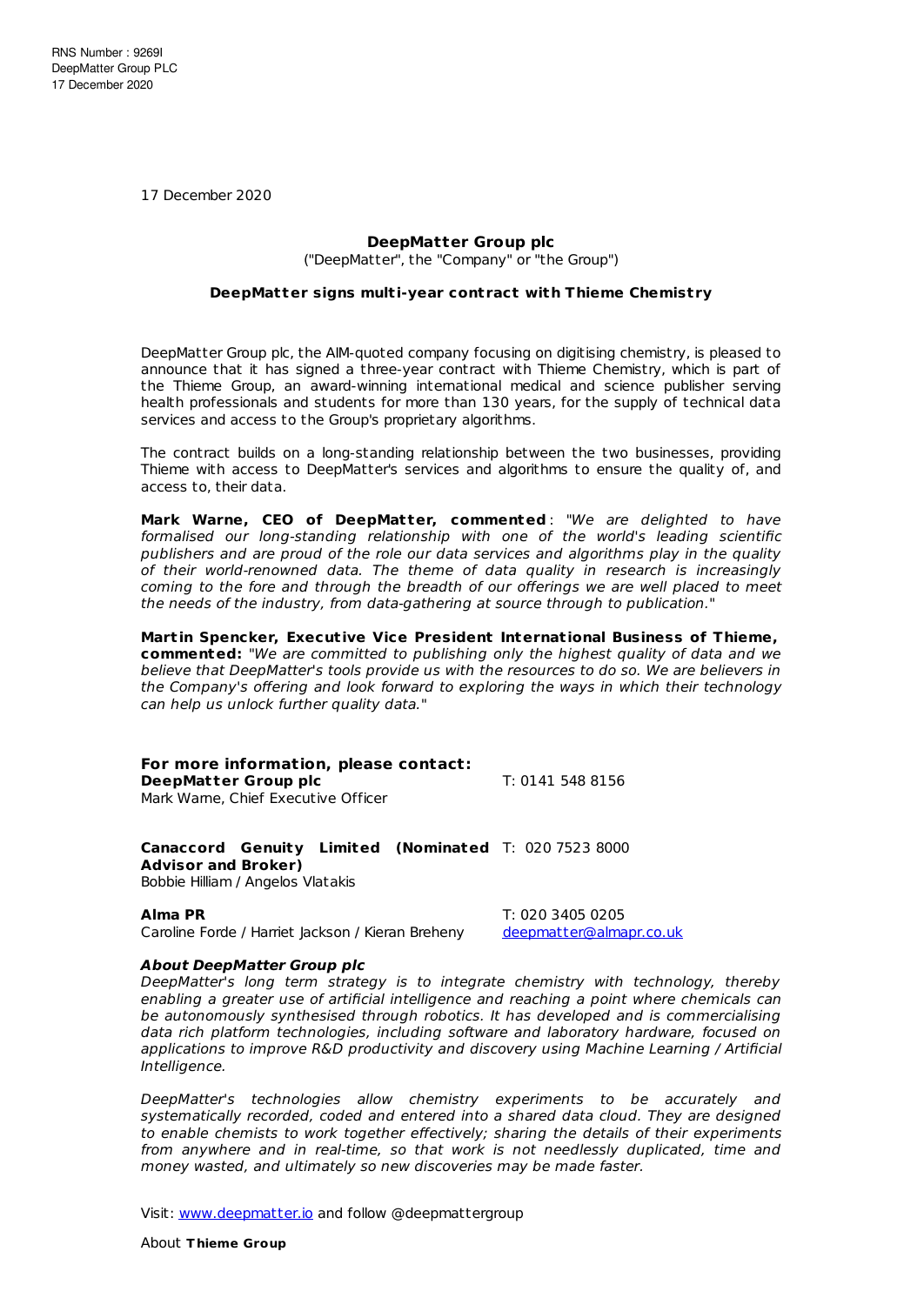RNS Number : 9269I
DeepMatter Group PLC
17 December 2020

17 December 2020

**DeepMatter Group plc**

("DeepMatter", the "Company" or "the Group")

**DeepMatter signs multi-year contract with Thieme Chemistry**

DeepMatter Group plc, the AIM-quoted company focusing on digitising chemistry, is pleased to announce that it has signed a three-year contract with Thieme Chemistry, which is part of the Thieme Group, an award-winning international medical and science publisher serving health professionals and students for more than 130 years, for the supply of technical data services and access to the Group's proprietary algorithms.

The contract builds on a long-standing relationship between the two businesses, providing Thieme with access to DeepMatter's services and algorithms to ensure the quality of, and access to, their data.

**Mark Warne, CEO of DeepMatter, commented**: *"We are delighted to have formalised our long-standing relationship with one of the world's leading scientific publishers and are proud of the role our data services and algorithms play in the quality of their world-renowned data. The theme of data quality in research is increasingly coming to the fore and through the breadth of our offerings we are well placed to meet the needs of the industry, from data-gathering at source through to publication."*

**Martin Spencker, Executive Vice President International Business of Thieme, commented:** *"We are committed to publishing only the highest quality of data and we believe that DeepMatter's tools provide us with the resources to do so. We are believers in the Company's offering and look forward to exploring the ways in which their technology can help us unlock further quality data."*

**For more information, please contact:**

| | |
|---|---|
| **DeepMatter Group plc**<br>Mark Warne, Chief Executive Officer | T: 0141 548 8156 |
| **Canaccord Genuity Limited (Nominated Advisor and Broker)**<br>Bobbie Hilliam / Angelos Vlatakis | T: 020 7523 8000 |
| **Alma PR**<br>Caroline Forde / Harriet Jackson / Kieran Breheny | T: 020 3405 0205<br>deepmatter@almapr.co.uk |

***About DeepMatter Group plc***

*DeepMatter's long term strategy is to integrate chemistry with technology, thereby enabling a greater use of artificial intelligence and reaching a point where chemicals can be autonomously synthesised through robotics. It has developed and is commercialising data rich platform technologies, including software and laboratory hardware, focused on applications to improve R&D productivity and discovery using Machine Learning / Artificial Intelligence.*

*DeepMatter's technologies allow chemistry experiments to be accurately and systematically recorded, coded and entered into a shared data cloud. They are designed to enable chemists to work together effectively; sharing the details of their experiments from anywhere and in real-time, so that work is not needlessly duplicated, time and money wasted, and ultimately so new discoveries may be made faster.*

Visit: www.deepmatter.io and follow @deepmattergroup

About **Thieme Group**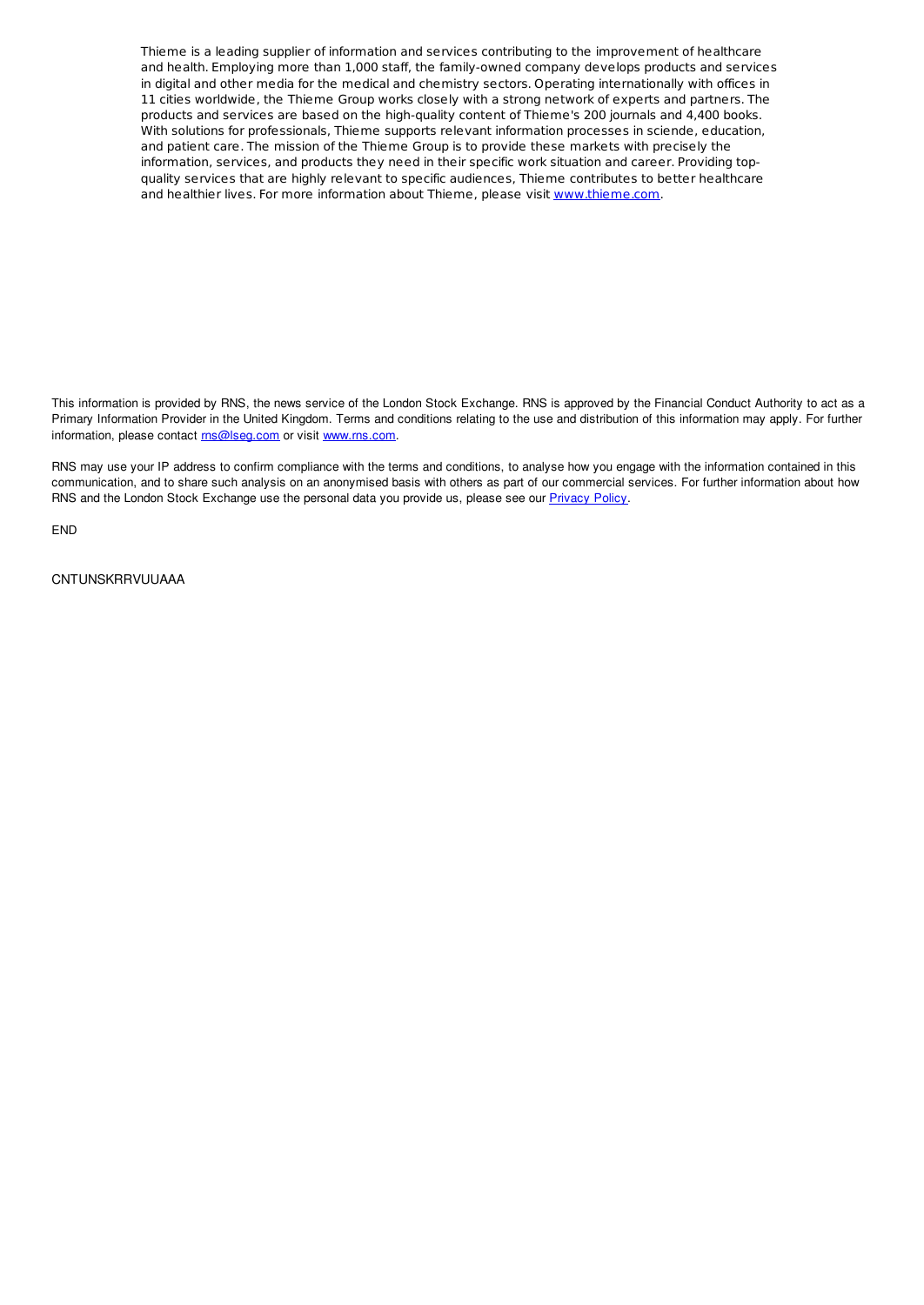Thieme is a leading supplier of information and services contributing to the improvement of healthcare and health. Employing more than 1,000 staff, the family-owned company develops products and services in digital and other media for the medical and chemistry sectors. Operating internationally with offices in 11 cities worldwide, the Thieme Group works closely with a strong network of experts and partners. The products and services are based on the high-quality content of Thieme's 200 journals and 4,400 books. With solutions for professionals, Thieme supports relevant information processes in sciende, education, and patient care. The mission of the Thieme Group is to provide these markets with precisely the information, services, and products they need in their specific work situation and career. Providing top-quality services that are highly relevant to specific audiences, Thieme contributes to better healthcare and healthier lives. For more information about Thieme, please visit [www.thieme.com](http://www.thieme.com).

This information is provided by RNS, the news service of the London Stock Exchange. RNS is approved by the Financial Conduct Authority to act as a Primary Information Provider in the United Kingdom. Terms and conditions relating to the use and distribution of this information may apply. For further information, please contact [rns@lseg.com](mailto:rns@lseg.com) or visit [www.rns.com](http://www.rns.com).

RNS may use your IP address to confirm compliance with the terms and conditions, to analyse how you engage with the information contained in this communication, and to share such analysis on an anonymised basis with others as part of our commercial services. For further information about how RNS and the London Stock Exchange use the personal data you provide us, please see our Privacy Policy.

END

CNTUNSKRRVUUAAA